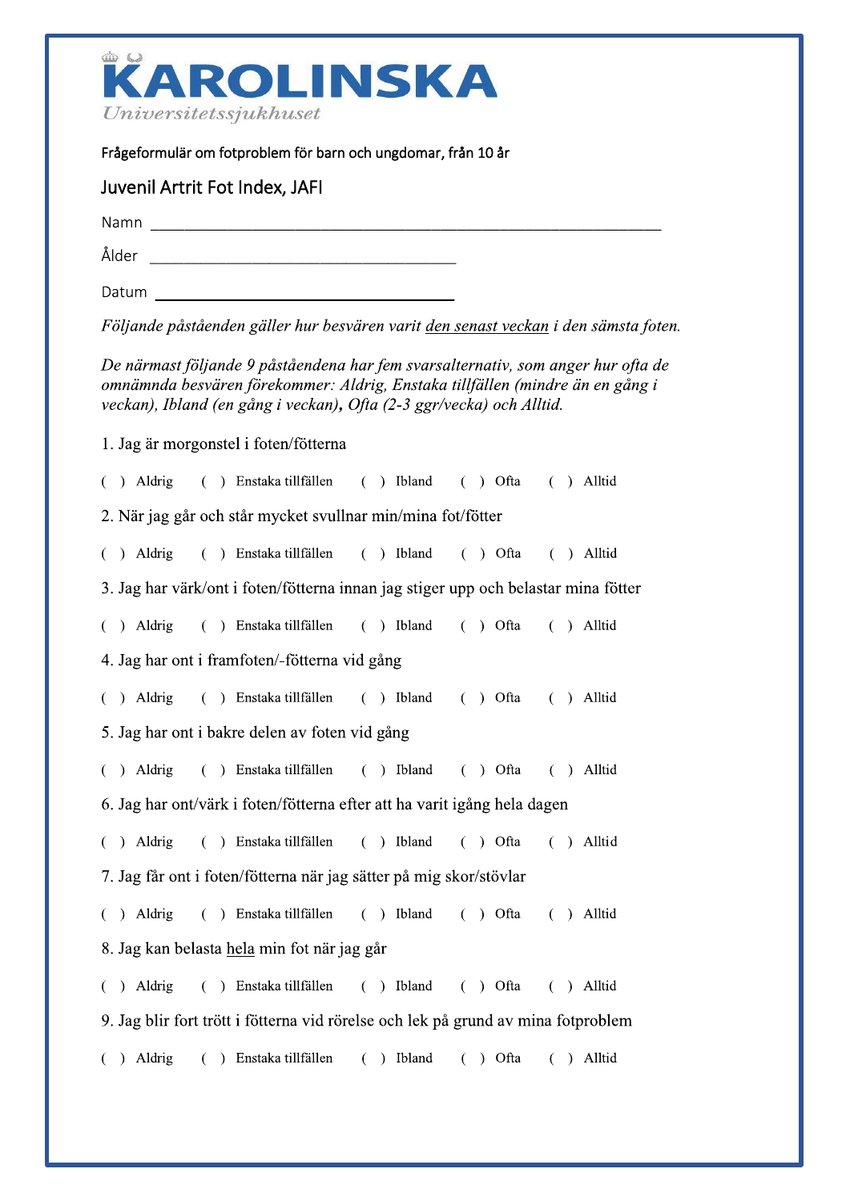# KAROLINSKA
Universitetssjukhuset

Frågeformulär om fotproblem för barn och ungdomar, från 10 år

## Juvenil Artrit Fot Index, JAFI

Namn ___________________________________________________________

Ålder ______________________________________

Datum ______________________________________

*Följande påståenden gäller hur besvären varit den senast veckan i den sämsta foten.*

*De närmast följande 9 påståendena har fem svarsalternativ, som anger hur ofta de omnämnda besvären förekommer: Aldrig, Enstaka tillfällen (mindre än en gång i veckan), Ibland (en gång i veckan)***,** *Ofta (2-3 ggr/vecka) och Alltid.*

1. Jag är morgonstel i foten/fötterna

( ) Aldrig ( ) Enstaka tillfällen ( ) Ibland ( ) Ofta ( ) Alltid

2. När jag går och står mycket svullnar min/mina fot/fötter

( ) Aldrig ( ) Enstaka tillfällen ( ) Ibland ( ) Ofta ( ) Alltid

3. Jag har värk/ont i foten/fötterna innan jag stiger upp och belastar mina fötter

( ) Aldrig ( ) Enstaka tillfällen ( ) Ibland ( ) Ofta ( ) Alltid

4. Jag har ont i framfoten/-fötterna vid gång

( ) Aldrig ( ) Enstaka tillfällen ( ) Ibland ( ) Ofta ( ) Alltid

5. Jag har ont i bakre delen av foten vid gång

( ) Aldrig ( ) Enstaka tillfällen ( ) Ibland ( ) Ofta ( ) Alltid

6. Jag har ont/värk i foten/fötterna efter att ha varit igång hela dagen

( ) Aldrig ( ) Enstaka tillfällen ( ) Ibland ( ) Ofta ( ) Alltid

7. Jag får ont i foten/fötterna när jag sätter på mig skor/stövlar

( ) Aldrig ( ) Enstaka tillfällen ( ) Ibland ( ) Ofta ( ) Alltid

8. Jag kan belasta hela min fot när jag går

( ) Aldrig ( ) Enstaka tillfällen ( ) Ibland ( ) Ofta ( ) Alltid

9. Jag blir fort trött i fötterna vid rörelse och lek på grund av mina fotproblem

( ) Aldrig ( ) Enstaka tillfällen ( ) Ibland ( ) Ofta ( ) Alltid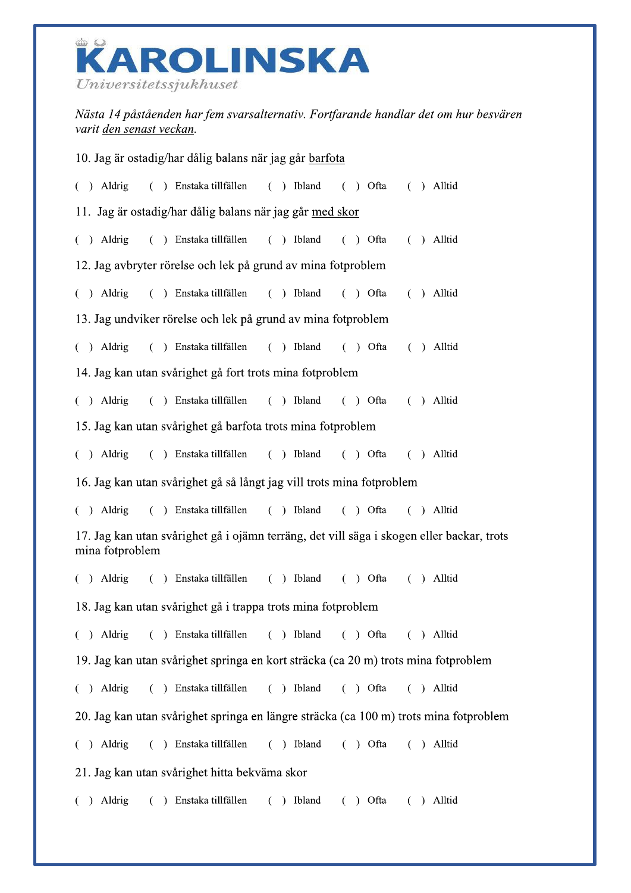**KAROLINSKA**
*Universitetssjukhuset*

*Nästa 14 påståenden har fem svarsalternativ. Fortfarande handlar det om hur besvären varit den senast veckan.*

10. Jag är ostadig/har dålig balans när jag går barfota

( ) Aldrig ( ) Enstaka tillfällen ( ) Ibland ( ) Ofta ( ) Alltid

11. Jag är ostadig/har dålig balans när jag går med skor

( ) Aldrig ( ) Enstaka tillfällen ( ) Ibland ( ) Ofta ( ) Alltid

12. Jag avbryter rörelse och lek på grund av mina fotproblem

( ) Aldrig ( ) Enstaka tillfällen ( ) Ibland ( ) Ofta ( ) Alltid

13. Jag undviker rörelse och lek på grund av mina fotproblem

( ) Aldrig ( ) Enstaka tillfällen ( ) Ibland ( ) Ofta ( ) Alltid

14. Jag kan utan svårighet gå fort trots mina fotproblem

( ) Aldrig ( ) Enstaka tillfällen ( ) Ibland ( ) Ofta ( ) Alltid

15. Jag kan utan svårighet gå barfota trots mina fotproblem

( ) Aldrig ( ) Enstaka tillfällen ( ) Ibland ( ) Ofta ( ) Alltid

16. Jag kan utan svårighet gå så långt jag vill trots mina fotproblem

( ) Aldrig ( ) Enstaka tillfällen ( ) Ibland ( ) Ofta ( ) Alltid

17. Jag kan utan svårighet gå i ojämn terräng, det vill säga i skogen eller backar, trots mina fotproblem

( ) Aldrig ( ) Enstaka tillfällen ( ) Ibland ( ) Ofta ( ) Alltid

18. Jag kan utan svårighet gå i trappa trots mina fotproblem

( ) Aldrig ( ) Enstaka tillfällen ( ) Ibland ( ) Ofta ( ) Alltid

19. Jag kan utan svårighet springa en kort sträcka (ca 20 m) trots mina fotproblem

( ) Aldrig ( ) Enstaka tillfällen ( ) Ibland ( ) Ofta ( ) Alltid

20. Jag kan utan svårighet springa en längre sträcka (ca 100 m) trots mina fotproblem

( ) Aldrig ( ) Enstaka tillfällen ( ) Ibland ( ) Ofta ( ) Alltid

21. Jag kan utan svårighet hitta bekväma skor

( ) Aldrig ( ) Enstaka tillfällen ( ) Ibland ( ) Ofta ( ) Alltid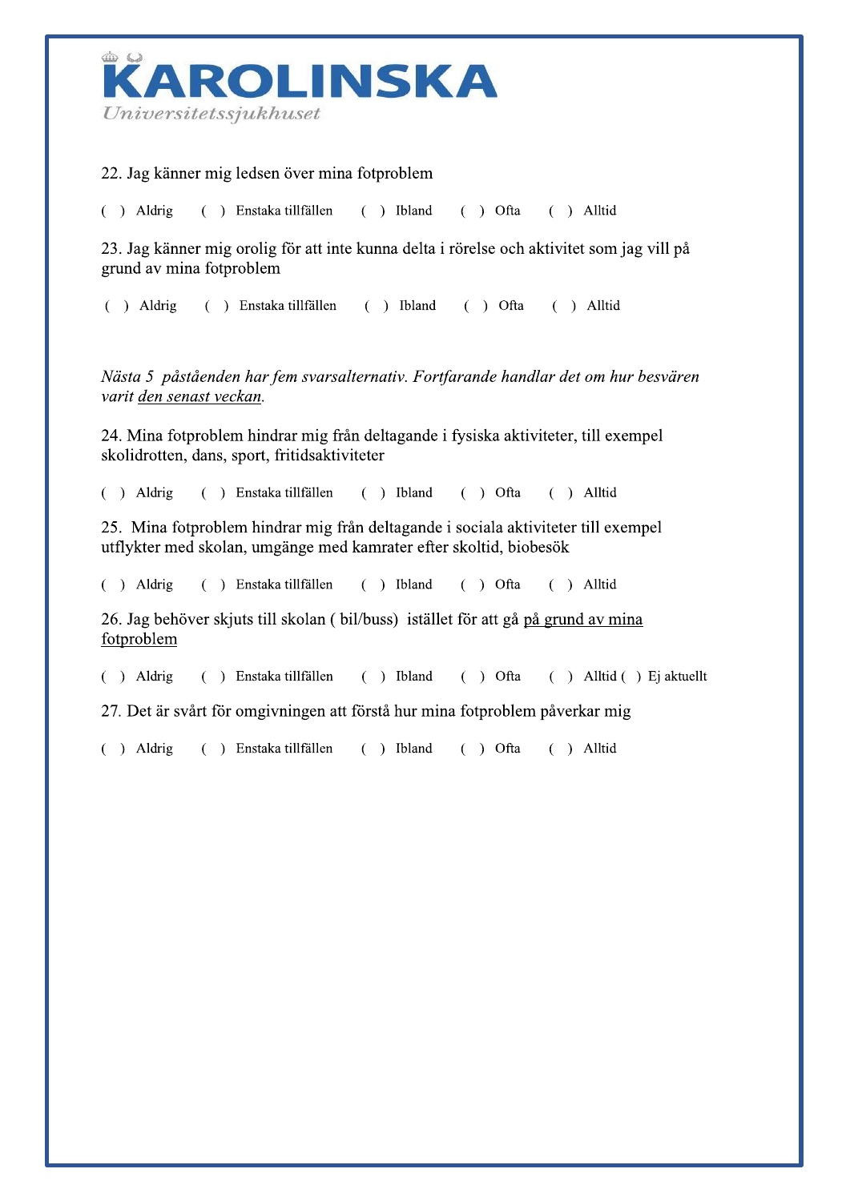22. Jag känner mig ledsen över mina fotproblem

( ) Aldrig ( ) Enstaka tillfällen ( ) Ibland ( ) Ofta ( ) Alltid

23. Jag känner mig orolig för att inte kunna delta i rörelse och aktivitet som jag vill på grund av mina fotproblem

( ) Aldrig ( ) Enstaka tillfällen ( ) Ibland ( ) Ofta ( ) Alltid

*Nästa 5 påståenden har fem svarsalternativ. Fortfarande handlar det om hur besvären varit <u>den senast veckan</u>.*

24. Mina fotproblem hindrar mig från deltagande i fysiska aktiviteter, till exempel skolidrotten, dans, sport, fritidsaktiviteter

( ) Aldrig ( ) Enstaka tillfällen ( ) Ibland ( ) Ofta ( ) Alltid

25. Mina fotproblem hindrar mig från deltagande i sociala aktiviteter till exempel utflykter med skolan, umgänge med kamrater efter skoltid, biobesök

( ) Aldrig ( ) Enstaka tillfällen ( ) Ibland ( ) Ofta ( ) Alltid

26. Jag behöver skjuts till skolan ( bil/buss) istället för att gå <u>på grund av mina fotproblem</u>

( ) Aldrig ( ) Enstaka tillfällen ( ) Ibland ( ) Ofta ( ) Alltid ( ) Ej aktuellt

27. Det är svårt för omgivningen att förstå hur mina fotproblem påverkar mig

( ) Aldrig ( ) Enstaka tillfällen ( ) Ibland ( ) Ofta ( ) Alltid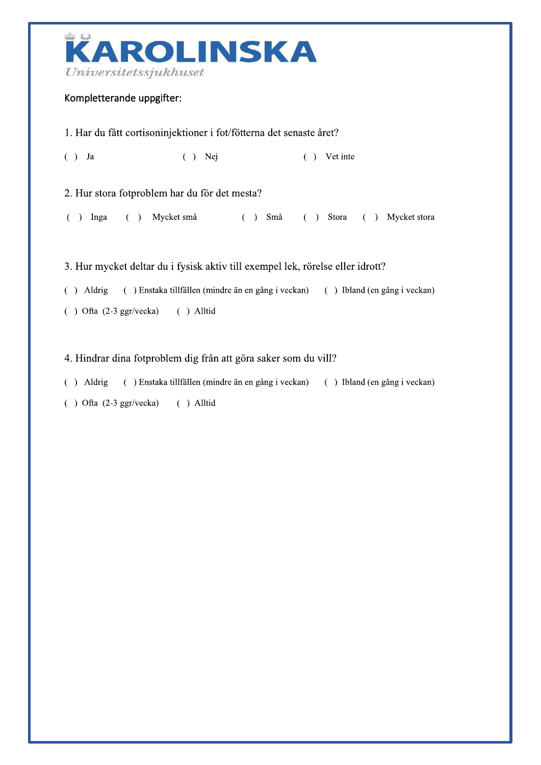# KAROLINSKA

*Universitetssjukhuset*

Kompletterande uppgifter:

1. Har du fått cortisoninjektioner i fot/fötterna det senaste året?

( ) Ja ( ) Nej ( ) Vet inte

2. Hur stora fotproblem har du för det mesta?

( ) Inga ( ) Mycket små ( ) Små ( ) Stora ( ) Mycket stora

3. Hur mycket deltar du i fysisk aktiv till exempel lek, rörelse eller idrott?

( ) Aldrig ( ) Enstaka tillfällen (mindre än en gång i veckan) ( ) Ibland (en gång i veckan)

( ) Ofta (2-3 ggr/vecka) ( ) Alltid

4. Hindrar dina fotproblem dig från att göra saker som du vill?

( ) Aldrig ( ) Enstaka tillfällen (mindre än en gång i veckan) ( ) Ibland (en gång i veckan)

( ) Ofta (2-3 ggr/vecka) ( ) Alltid